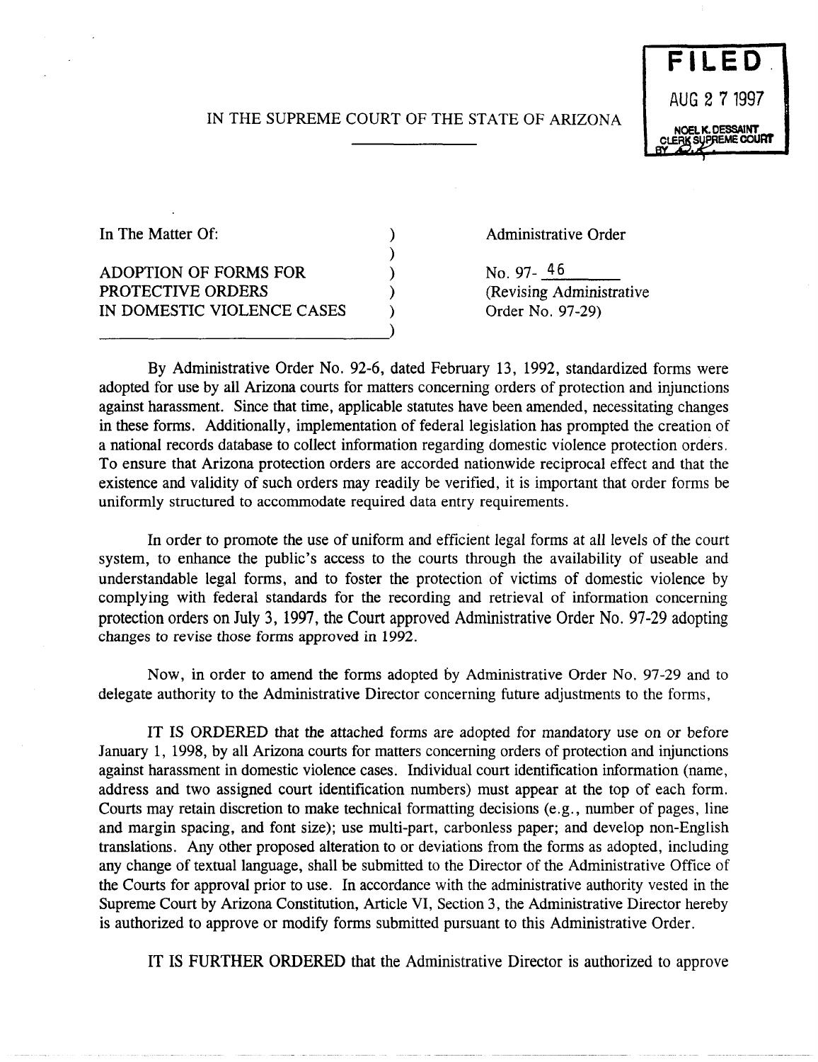FILED
AUG 2 7 1997
NOEL K. DESSAINT
CLERK SUPREME COURT
BY

IN THE SUPREME COURT OF THE STATE OF ARIZONA

| | |
|---|---|
| In The Matter Of: | Administrative Order |
| ADOPTION OF FORMS FOR PROTECTIVE ORDERS IN DOMESTIC VIOLENCE CASES | No. 97- 46 (Revising Administrative Order No. 97-29) |

By Administrative Order No. 92-6, dated February 13, 1992, standardized forms were adopted for use by all Arizona courts for matters concerning orders of protection and injunctions against harassment. Since that time, applicable statutes have been amended, necessitating changes in these forms. Additionally, implementation of federal legislation has prompted the creation of a national records database to collect information regarding domestic violence protection orders. To ensure that Arizona protection orders are accorded nationwide reciprocal effect and that the existence and validity of such orders may readily be verified, it is important that order forms be uniformly structured to accommodate required data entry requirements.

In order to promote the use of uniform and efficient legal forms at all levels of the court system, to enhance the public's access to the courts through the availability of useable and understandable legal forms, and to foster the protection of victims of domestic violence by complying with federal standards for the recording and retrieval of information concerning protection orders on July 3, 1997, the Court approved Administrative Order No. 97-29 adopting changes to revise those forms approved in 1992.

Now, in order to amend the forms adopted by Administrative Order No. 97-29 and to delegate authority to the Administrative Director concerning future adjustments to the forms,

IT IS ORDERED that the attached forms are adopted for mandatory use on or before January 1, 1998, by all Arizona courts for matters concerning orders of protection and injunctions against harassment in domestic violence cases. Individual court identification information (name, address and two assigned court identification numbers) must appear at the top of each form. Courts may retain discretion to make technical formatting decisions (e.g., number of pages, line and margin spacing, and font size); use multi-part, carbonless paper; and develop non-English translations. Any other proposed alteration to or deviations from the forms as adopted, including any change of textual language, shall be submitted to the Director of the Administrative Office of the Courts for approval prior to use. In accordance with the administrative authority vested in the Supreme Court by Arizona Constitution, Article VI, Section 3, the Administrative Director hereby is authorized to approve or modify forms submitted pursuant to this Administrative Order.

IT IS FURTHER ORDERED that the Administrative Director is authorized to approve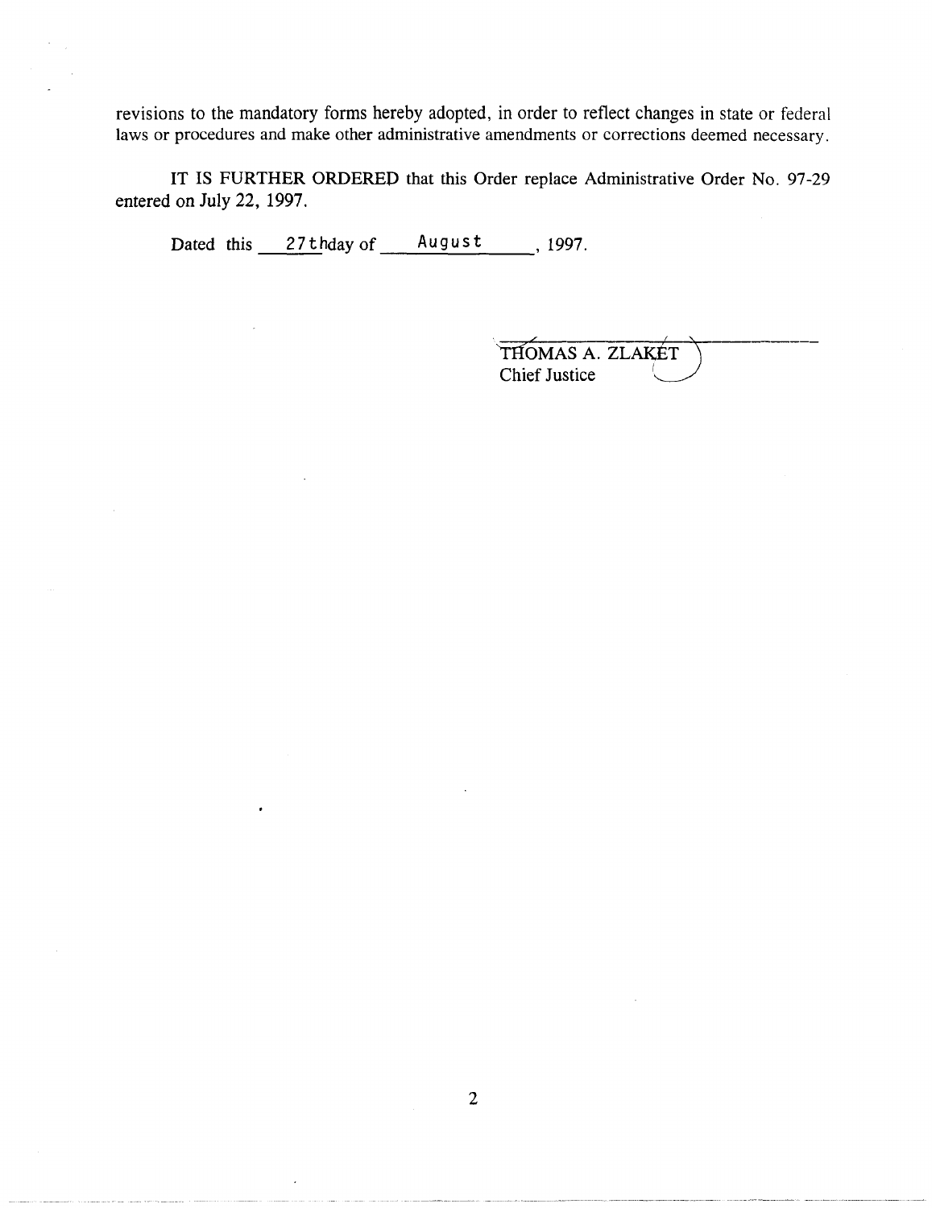revisions to the mandatory forms hereby adopted, in order to reflect changes in state or federal laws or procedures and make other administrative amendments or corrections deemed necessary.

IT IS FURTHER ORDERED that this Order replace Administrative Order No. 97-29 entered on July 22, 1997.

Dated this 27th day of August, 1997.

THOMAS A. ZLAKET
Chief Justice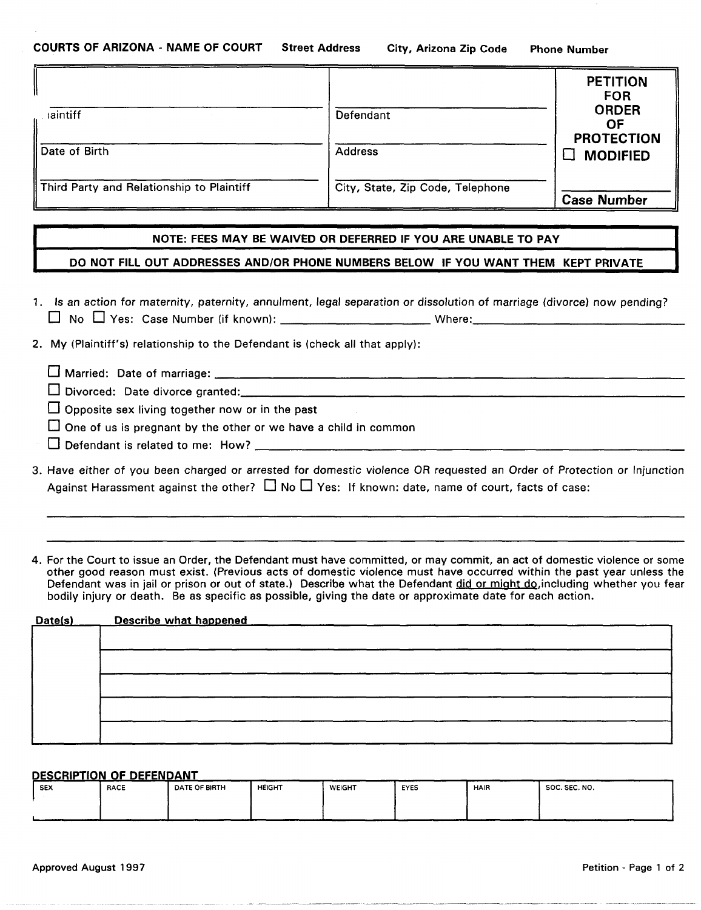**COURTS OF ARIZONA - NAME OF COURT** **Street Address** **City, Arizona Zip Code** **Phone Number**

| | | |
|---|---|---|
| laintiff | Defendant | **PETITION FOR ORDER OF PROTECTION** ☐ **MODIFIED** |
| Date of Birth | Address | |
| Third Party and Relationship to Plaintiff | City, State, Zip Code, Telephone | **Case Number** |

**NOTE: FEES MAY BE WAIVED OR DEFERRED IF YOU ARE UNABLE TO PAY**

**DO NOT FILL OUT ADDRESSES AND/OR PHONE NUMBERS BELOW IF YOU WANT THEM KEPT PRIVATE**

1. *Is an action for maternity, paternity, annulment, legal separation or dissolution of marriage (divorce) now pending?*
   ☐ No ☐ Yes: Case Number (if known): ____________________ Where: ______________________________

2. My (Plaintiff's) relationship to the Defendant is (check all that apply):

   ☐ Married: Date of marriage: ______________________________

   ☐ Divorced: Date divorce granted: ______________________________

   ☐ Opposite sex living together now or in the past

   ☐ One of us is pregnant by the other or we have a child in common

   ☐ Defendant is related to me: How? ______________________________

3. Have either of you been charged or arrested for domestic violence OR requested an Order of Protection or Injunction Against Harassment against the other? ☐ No ☐ Yes: If known: date, name of court, facts of case:

   ______________________________________________________________

   ______________________________________________________________

4. For the Court to issue an Order, the Defendant must have committed, or may commit, an act of domestic violence or some other good reason must exist. (Previous acts of domestic violence must have occurred within the past year unless the Defendant was in jail or prison or out of state.) Describe what the Defendant did or might do, including whether you fear bodily injury or death. Be as specific as possible, giving the date or approximate date for each action.

| Date(s) | Describe what happened |
|---|---|
| | |
| | |
| | |
| | |
| | |

**DESCRIPTION OF DEFENDANT**

| SEX | RACE | DATE OF BIRTH | HEIGHT | WEIGHT | EYES | HAIR | SOC. SEC. NO. |
|---|---|---|---|---|---|---|---|
| | | | | | | | |

Approved August 1997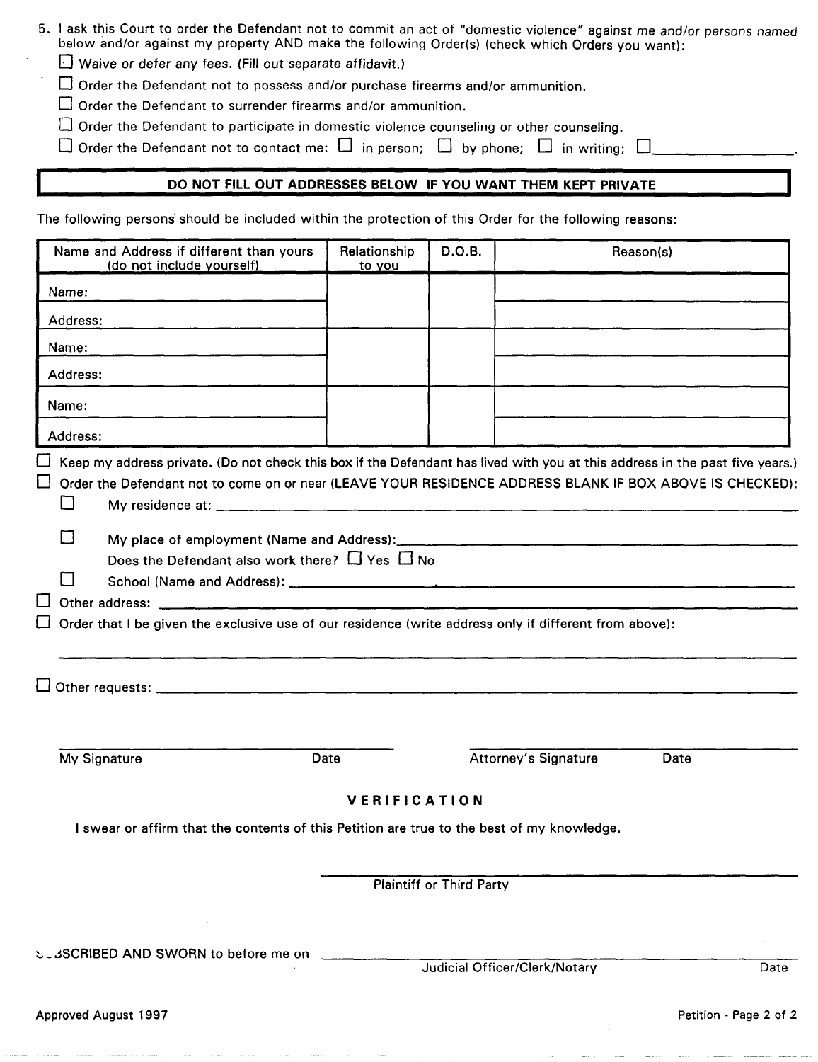5. I ask this Court to order the Defendant not to commit an act of "domestic violence" against me and/or persons named below and/or against my property AND make the following Order(s) (check which Orders you want):

- ☐ Waive or defer any fees. (Fill out separate affidavit.)
- ☐ Order the Defendant not to possess and/or purchase firearms and/or ammunition.
- ☐ Order the Defendant to surrender firearms and/or ammunition.
- ☐ Order the Defendant to participate in domestic violence counseling or other counseling.
- ☐ Order the Defendant not to contact me: ☐ in person; ☐ by phone; ☐ in writing; ☐\_\_\_\_\_\_\_\_\_\_\_\_\_\_\_\_.

**DO NOT FILL OUT ADDRESSES BELOW IF YOU WANT THEM KEPT PRIVATE**

The following persons should be included within the protection of this Order for the following reasons:

| Name and Address if different than yours (do not include yourself) | Relationship to you | D.O.B. | Reason(s) |
|---|---|---|---|
| Name: | | | |
| Address: | | | |
| Name: | | | |
| Address: | | | |
| Name: | | | |
| Address: | | | |

- ☐ Keep my address private. (Do not check this box if the Defendant has lived with you at this address in the past five years.)
- ☐ Order the Defendant not to come on or near (LEAVE YOUR RESIDENCE ADDRESS BLANK IF BOX ABOVE IS CHECKED):
  - ☐ My residence at: \_\_\_\_\_\_\_\_\_\_\_\_\_\_\_\_\_\_\_\_\_\_\_\_\_\_\_\_\_\_\_\_
  - ☐ My place of employment (Name and Address): \_\_\_\_\_\_\_\_\_\_\_\_\_\_\_\_\_\_\_\_\_\_\_\_
    Does the Defendant also work there? ☐ Yes ☐ No
  - ☐ School (Name and Address): \_\_\_\_\_\_\_\_\_\_\_\_\_\_\_\_\_\_\_\_\_\_\_\_\_\_\_\_
- ☐ Other address: \_\_\_\_\_\_\_\_\_\_\_\_\_\_\_\_\_\_\_\_\_\_\_\_\_\_\_\_\_\_\_\_
- ☐ Order that I be given the exclusive use of our residence (write address only if different from above):

\_\_\_\_\_\_\_\_\_\_\_\_\_\_\_\_\_\_\_\_\_\_\_\_\_\_\_\_\_\_\_\_\_\_\_\_\_\_\_\_\_\_\_\_

- ☐ Other requests: \_\_\_\_\_\_\_\_\_\_\_\_\_\_\_\_\_\_\_\_\_\_\_\_\_\_\_\_\_\_\_\_

\_\_\_\_\_\_\_\_\_\_\_\_\_\_\_\_\_\_\_\_\_\_\_\_\_\_\_\_\_\_ \_\_\_\_\_\_\_\_\_\_\_\_\_\_\_\_\_\_\_\_\_\_\_\_\_\_\_\_\_\_

My Signature Date Attorney's Signature Date

## VERIFICATION

I swear or affirm that the contents of this Petition are true to the best of my knowledge.

\_\_\_\_\_\_\_\_\_\_\_\_\_\_\_\_\_\_\_\_\_\_\_\_\_\_\_\_\_\_

Plaintiff or Third Party

SUBSCRIBED AND SWORN to before me on \_\_\_\_\_\_\_\_\_\_\_\_\_\_\_\_\_\_\_\_\_\_\_\_\_\_\_\_\_\_

Judicial Officer/Clerk/Notary Date

Approved August 1997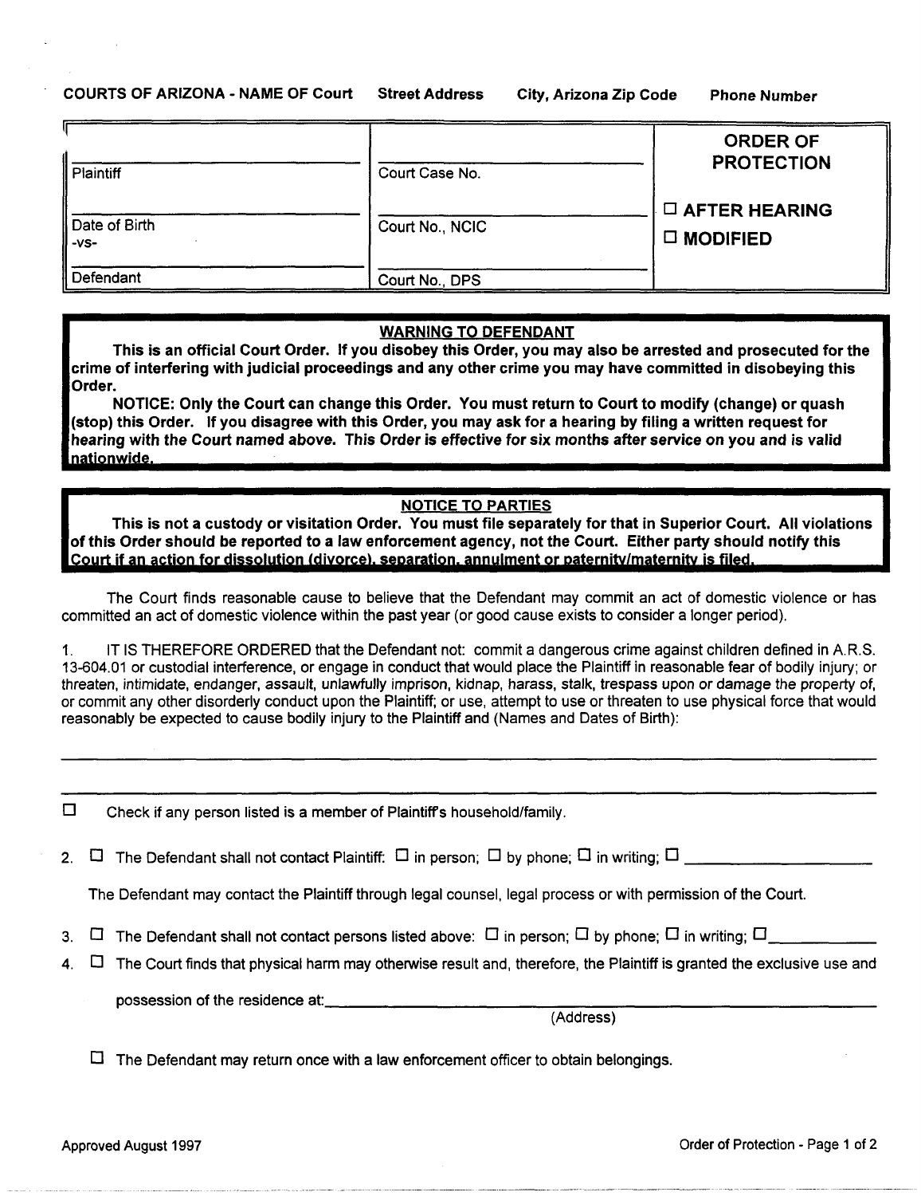COURTS OF ARIZONA - NAME OF Court Street Address City, Arizona Zip Code Phone Number

| | | |
|---|---|---|
| ____________________ Plaintiff | ____________________ Court Case No. | **ORDER OF PROTECTION** |
| ____________________ Date of Birth -vs- | ____________________ Court No., NCIC | ☐ **AFTER HEARING** ☐ **MODIFIED** |
| ____________________ Defendant | ____________________ Court No., DPS | |

**WARNING TO DEFENDANT**

**This is an official Court Order. If you disobey this Order, you may also be arrested and prosecuted for the crime of interfering with judicial proceedings and any other crime you may have committed in disobeying this Order.**

**NOTICE: Only the Court can change this Order. You must return to Court to modify (change) or quash (stop) this Order. If you disagree with this Order, you may ask for a hearing by filing a written request for hearing with the Court named above. This Order is effective for six months after service on you and is valid nationwide.**

**NOTICE TO PARTIES**

**This is not a custody or visitation Order. You must file separately for that in Superior Court. All violations of this Order should be reported to a law enforcement agency, not the Court. Either party should notify this Court if an action for dissolution (divorce), separation, annulment or paternity/maternity is filed.**

The Court finds reasonable cause to believe that the Defendant may commit an act of domestic violence or has committed an act of domestic violence within the past year (or good cause exists to consider a longer period).

1. IT IS THEREFORE ORDERED that the Defendant not: commit a dangerous crime against children defined in A.R.S. 13-604.01 or custodial interference, or engage in conduct that would place the Plaintiff in reasonable fear of bodily injury; or threaten, intimidate, endanger, assault, unlawfully imprison, kidnap, harass, stalk, trespass upon or damage the property of, or commit any other disorderly conduct upon the Plaintiff; or use, attempt to use or threaten to use physical force that would reasonably be expected to cause bodily injury to the Plaintiff and (Names and Dates of Birth):

______________________________________________________________________________

______________________________________________________________________________

☐ Check if any person listed is a member of Plaintiff's household/family.

2. ☐ The Defendant shall not contact Plaintiff: ☐ in person; ☐ by phone; ☐ in writing; ☐ ____________________

   The Defendant may contact the Plaintiff through legal counsel, legal process or with permission of the Court.

3. ☐ The Defendant shall not contact persons listed above: ☐ in person; ☐ by phone; ☐ in writing; ☐ ____________

4. ☐ The Court finds that physical harm may otherwise result and, therefore, the Plaintiff is granted the exclusive use and possession of the residence at: ________________________________________________
   (Address)

   ☐ The Defendant may return once with a law enforcement officer to obtain belongings.

Approved August 1997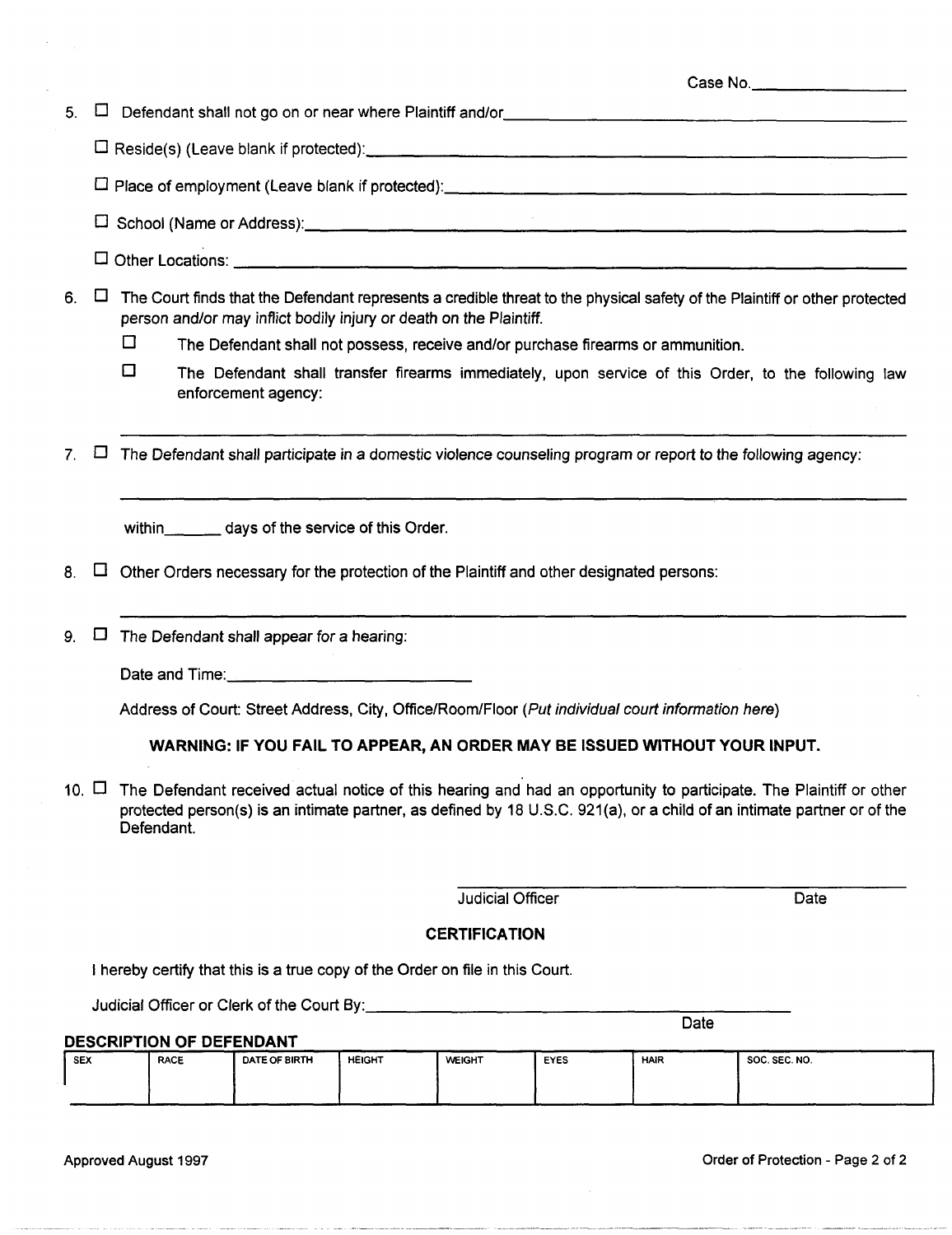Case No. ________________

5. ☐ Defendant shall not go on or near where Plaintiff and/or ________________________________

   ☐ Reside(s) (Leave blank if protected): ________________________________

   ☐ Place of employment (Leave blank if protected): ________________________________

   ☐ School (Name or Address): ________________________________

   ☐ Other Locations: ________________________________

6. ☐ The Court finds that the Defendant represents a credible threat to the physical safety of the Plaintiff or other protected person and/or may inflict bodily injury or death on the Plaintiff.

   ☐ The Defendant shall not possess, receive and/or purchase firearms or ammunition.

   ☐ The Defendant shall transfer firearms immediately, upon service of this Order, to the following law enforcement agency:

   ________________________________________________________________

7. ☐ The Defendant shall participate in a domestic violence counseling program or report to the following agency:

   ________________________________________________________________

   within_______ days of the service of this Order.

8. ☐ Other Orders necessary for the protection of the Plaintiff and other designated persons:

   ________________________________________________________________

9. ☐ The Defendant shall appear for a hearing:

   Date and Time: ____________________________

   Address of Court: Street Address, City, Office/Room/Floor (*Put individual court information here*)

**WARNING: IF YOU FAIL TO APPEAR, AN ORDER MAY BE ISSUED WITHOUT YOUR INPUT.**

10. ☐ The Defendant received actual notice of this hearing and had an opportunity to participate. The Plaintiff or other protected person(s) is an intimate partner, as defined by 18 U.S.C. 921(a), or a child of an intimate partner or of the Defendant.

______________________________________________

Judicial Officer                                        Date

**CERTIFICATION**

I hereby certify that this is a true copy of the Order on file in this Court.

Judicial Officer or Clerk of the Court By: ____________________________________________

Date

**DESCRIPTION OF DEFENDANT**

| SEX | RACE | DATE OF BIRTH | HEIGHT | WEIGHT | EYES | HAIR | SOC. SEC. NO. |
|---|---|---|---|---|---|---|---|
| | | | | | | | |

Approved August 1997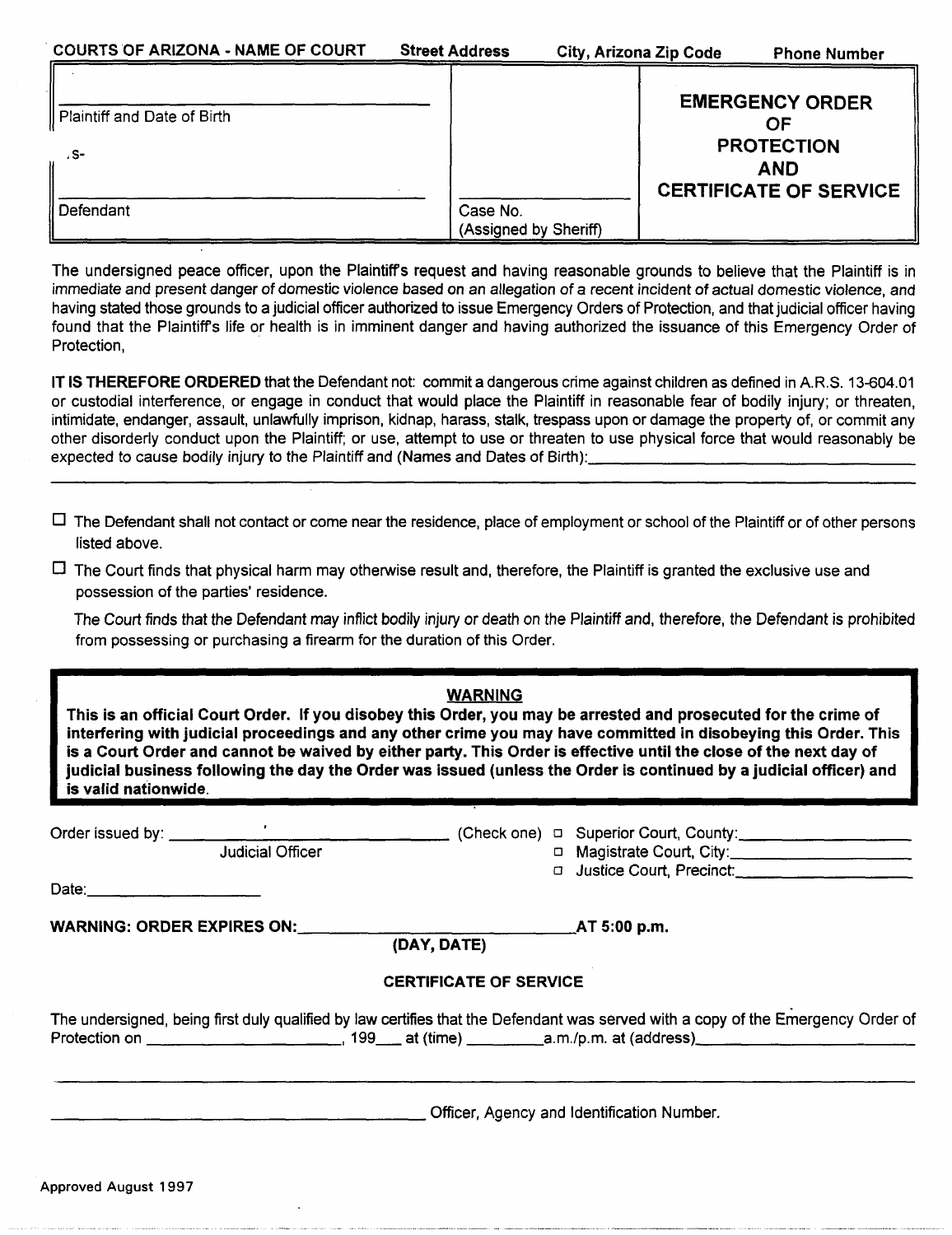COURTS OF ARIZONA - NAME OF COURT | Street Address | City, Arizona Zip Code | Phone Number

| | | |
|---|---|---|
| _______________________________ Plaintiff and Date of Birth | | **EMERGENCY ORDER OF PROTECTION AND CERTIFICATE OF SERVICE** |
| -s- | | |
| _______________________________ Defendant | _______________ Case No. (Assigned by Sheriff) | |

The undersigned peace officer, upon the Plaintiff's request and having reasonable grounds to believe that the Plaintiff is in immediate and present danger of domestic violence based on an allegation of a recent incident of actual domestic violence, and having stated those grounds to a judicial officer authorized to issue Emergency Orders of Protection, and that judicial officer having found that the Plaintiff's life or health is in imminent danger and having authorized the issuance of this Emergency Order of Protection,

**IT IS THEREFORE ORDERED** that the Defendant not: commit a dangerous crime against children as defined in A.R.S. 13-604.01 or custodial interference, or engage in conduct that would place the Plaintiff in reasonable fear of bodily injury; or threaten, intimidate, endanger, assault, unlawfully imprison, kidnap, harass, stalk, trespass upon or damage the property of, or commit any other disorderly conduct upon the Plaintiff; or use, attempt to use or threaten to use physical force that would reasonably be expected to cause bodily injury to the Plaintiff and (Names and Dates of Birth): _______________________________

_______________________________________________________________

☐ The Defendant shall not contact or come near the residence, place of employment or school of the Plaintiff or of other persons listed above.

☐ The Court finds that physical harm may otherwise result and, therefore, the Plaintiff is granted the exclusive use and possession of the parties' residence.

The Court finds that the Defendant may inflict bodily injury or death on the Plaintiff and, therefore, the Defendant is prohibited from possessing or purchasing a firearm for the duration of this Order.

> **WARNING**
>
> **This is an official Court Order. If you disobey this Order, you may be arrested and prosecuted for the crime of interfering with judicial proceedings and any other crime you may have committed in disobeying this Order. This is a Court Order and cannot be waived by either party. This Order is effective until the close of the next day of judicial business following the day the Order was issued (unless the Order is continued by a judicial officer) and is valid nationwide.**

Order issued by: _______________________________ (Check one) ☐ Superior Court, County: _______________
Judicial Officer ☐ Magistrate Court, City: _______________
☐ Justice Court, Precinct: _______________

Date: _______________

**WARNING: ORDER EXPIRES ON: _______________________________ AT 5:00 p.m.**
**(DAY, DATE)**

**CERTIFICATE OF SERVICE**

The undersigned, being first duly qualified by law certifies that the Defendant was served with a copy of the Emergency Order of Protection on _______________, 199___ at (time) _________a.m./p.m. at (address)_______________________________

_______________________________________________________________

_______________________________ Officer, Agency and Identification Number.

Approved August 1997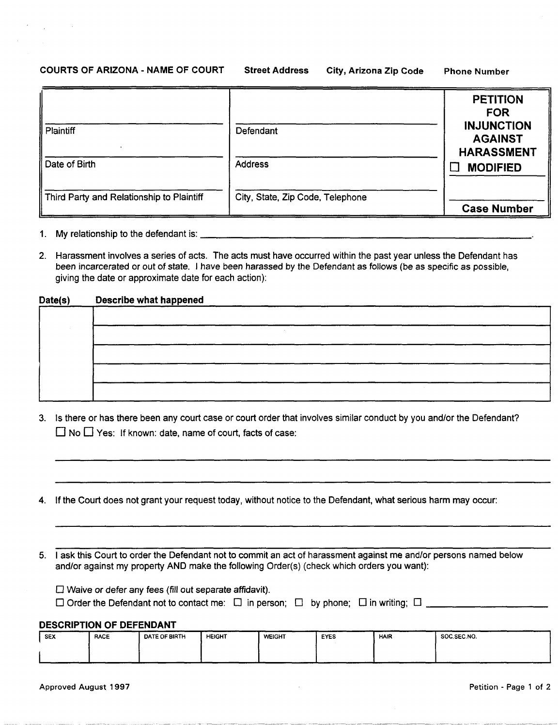**COURTS OF ARIZONA - NAME OF COURT** **Street Address** **City, Arizona Zip Code** **Phone Number**

| | | |
|---|---|---|
| Plaintiff | Defendant | **PETITION FOR INJUNCTION AGAINST HARASSMENT** |
| Date of Birth | Address | ☐ **MODIFIED** |
| Third Party and Relationship to Plaintiff | City, State, Zip Code, Telephone | **Case Number** |

1. My relationship to the defendant is: ______________________________.

2. Harassment involves a series of acts. The acts must have occurred within the past year unless the Defendant has been incarcerated or out of state. I have been harassed by the Defendant as follows (be as specific as possible, giving the date or approximate date for each action):

| **Date(s)** | **Describe what happened** |
|---|---|
| | |
| | |
| | |
| | |
| | |

3. Is there or has there been any court case or court order that involves similar conduct by you and/or the Defendant?
   ☐ No ☐ Yes: If known: date, name of court, facts of case:

   ______________________________

   ______________________________

4. If the Court does not grant your request today, without notice to the Defendant, what serious harm may occur:

   ______________________________

   ______________________________

5. I ask this Court to order the Defendant not to commit an act of harassment against me and/or persons named below and/or against my property AND make the following Order(s) (check which orders you want):

   ☐ Waive or defer any fees (fill out separate affidavit).
   ☐ Order the Defendant not to contact me: ☐ in person; ☐ by phone; ☐ in writing; ☐ ______________

**DESCRIPTION OF DEFENDANT**

| SEX | RACE | DATE OF BIRTH | HEIGHT | WEIGHT | EYES | HAIR | SOC.SEC.NO. |
|---|---|---|---|---|---|---|---|
| | | | | | | | |

Approved August 1997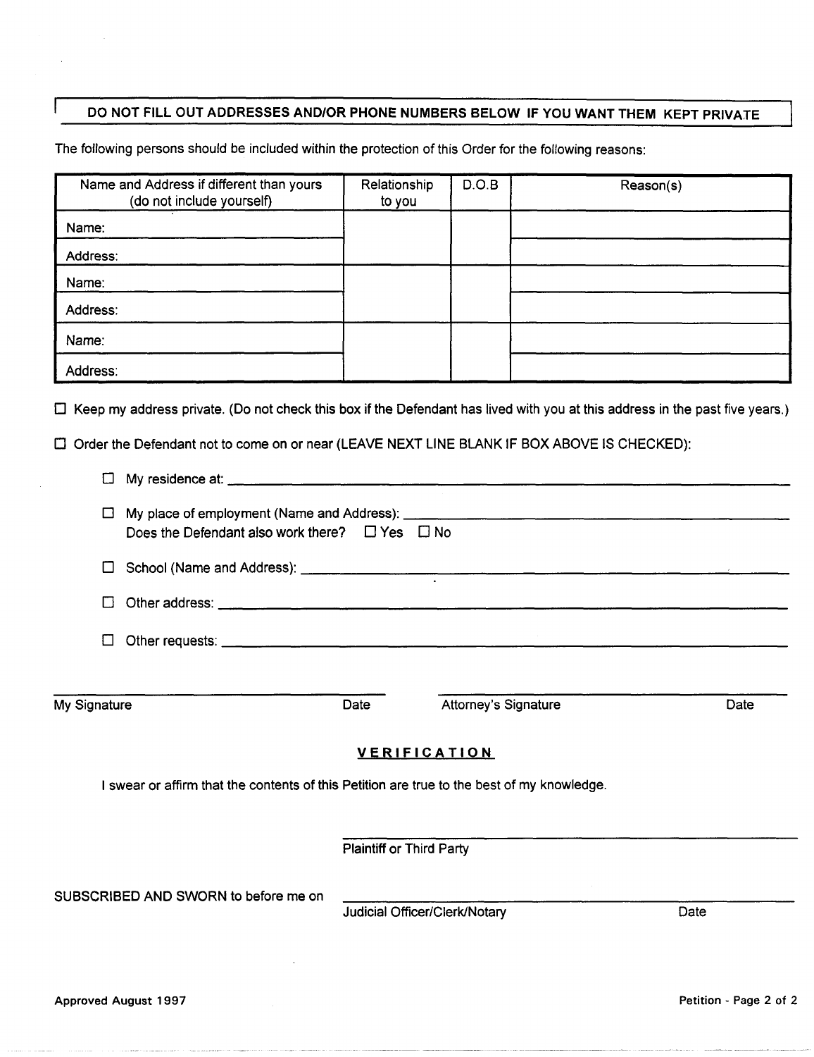**DO NOT FILL OUT ADDRESSES AND/OR PHONE NUMBERS BELOW IF YOU WANT THEM KEPT PRIVATE**

The following persons should be included within the protection of this Order for the following reasons:

| Name and Address if different than yours (do not include yourself) | Relationship to you | D.O.B | Reason(s) |
|---|---|---|---|
| Name: | | | |
| Address: | | | |
| Name: | | | |
| Address: | | | |
| Name: | | | |
| Address: | | | |

☐ Keep my address private. (Do not check this box if the Defendant has lived with you at this address in the past five years.)

☐ Order the Defendant not to come on or near (LEAVE NEXT LINE BLANK IF BOX ABOVE IS CHECKED):

- ☐ My residence at: ______________________________
- ☐ My place of employment (Name and Address): ______________________________
  Does the Defendant also work there? ☐ Yes ☐ No
- ☐ School (Name and Address): ______________________________
- ☐ Other address: ______________________________
- ☐ Other requests: ______________________________

______________________________ ______________________________
My Signature Date Attorney's Signature Date

## VERIFICATION

I swear or affirm that the contents of this Petition are true to the best of my knowledge.

______________________________
Plaintiff or Third Party

SUBSCRIBED AND SWORN to before me on ______________________________
Judicial Officer/Clerk/Notary Date

Approved August 1997

Petition - Page 2 of 2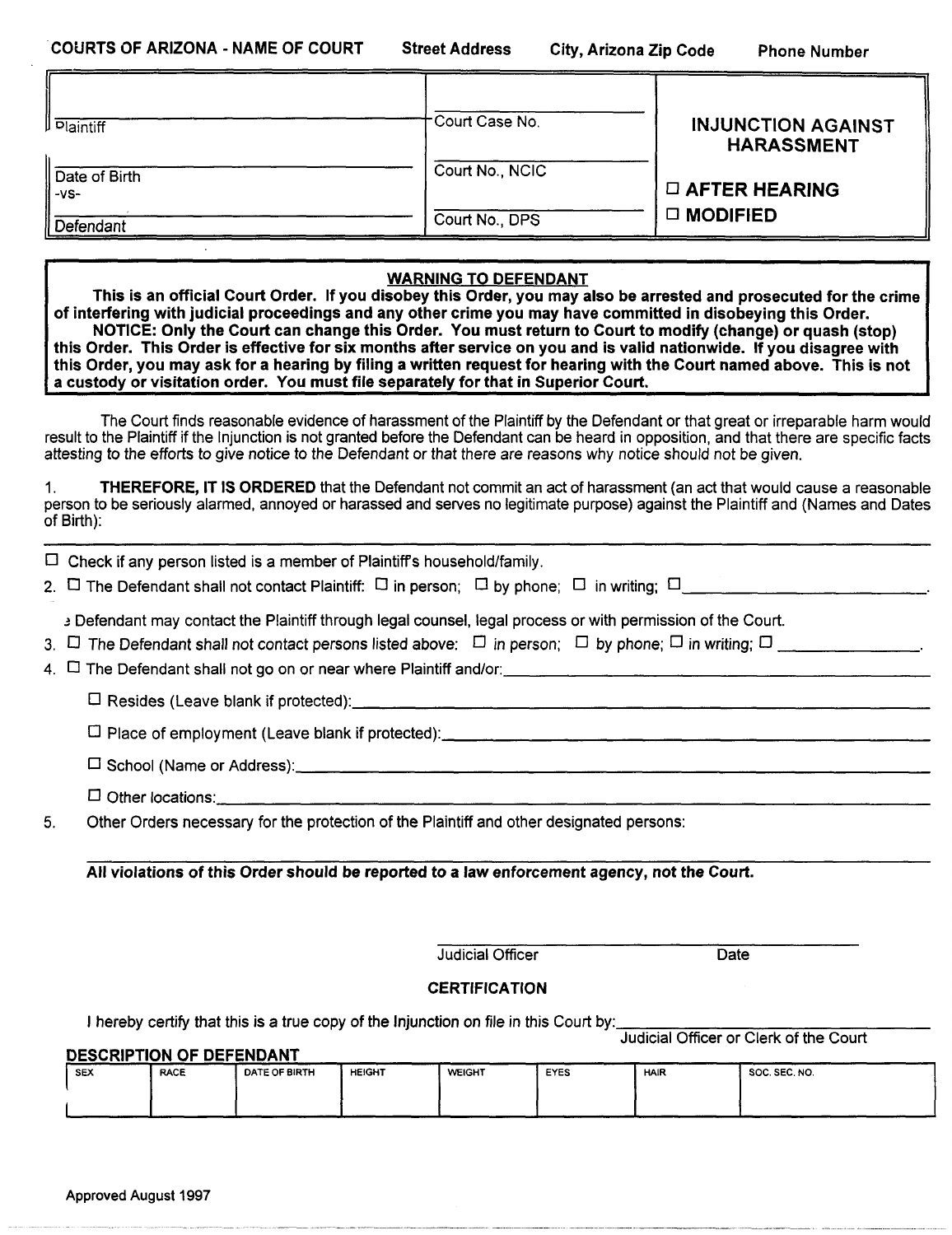COURTS OF ARIZONA - NAME OF COURT    Street Address    City, Arizona Zip Code    Phone Number

| | | |
|---|---|---|
| Plaintiff | Court Case No. | **INJUNCTION AGAINST HARASSMENT** |
| Date of Birth<br>-vs- | Court No., NCIC | ☐ **AFTER HEARING** |
| Defendant | Court No., DPS | ☐ **MODIFIED** |

**WARNING TO DEFENDANT**

**This is an official Court Order. If you disobey this Order, you may also be arrested and prosecuted for the crime of interfering with judicial proceedings and any other crime you may have committed in disobeying this Order.**
**NOTICE: Only the Court can change this Order. You must return to Court to modify (change) or quash (stop) this Order. This Order is effective for six months after service on you and is valid nationwide. If you disagree with this Order, you may ask for a hearing by filing a written request for hearing with the Court named above. This is not a custody or visitation order. You must file separately for that in Superior Court.**

The Court finds reasonable evidence of harassment of the Plaintiff by the Defendant or that great or irreparable harm would result to the Plaintiff if the Injunction is not granted before the Defendant can be heard in opposition, and that there are specific facts attesting to the efforts to give notice to the Defendant or that there are reasons why notice should not be given.

1. **THEREFORE, IT IS ORDERED** that the Defendant not commit an act of harassment (an act that would cause a reasonable person to be seriously alarmed, annoyed or harassed and serves no legitimate purpose) against the Plaintiff and (Names and Dates of Birth):

______________________________________________

☐ Check if any person listed is a member of Plaintiff's household/family.

2. ☐ The Defendant shall not contact Plaintiff: ☐ in person; ☐ by phone; ☐ in writing; ☐ ______________.

   The Defendant may contact the Plaintiff through legal counsel, legal process or with permission of the Court.

3. ☐ The Defendant shall not contact persons listed above: ☐ in person; ☐ by phone; ☐ in writing; ☐ ______________.

4. ☐ The Defendant shall not go on or near where Plaintiff and/or: ______________

   ☐ Resides (Leave blank if protected): ______________

   ☐ Place of employment (Leave blank if protected): ______________

   ☐ School (Name or Address): ______________

   ☐ Other locations: ______________

5. Other Orders necessary for the protection of the Plaintiff and other designated persons:

______________________________________________

**All violations of this Order should be reported to a law enforcement agency, not the Court.**

______________________________
Judicial Officer    Date

**CERTIFICATION**

I hereby certify that this is a true copy of the Injunction on file in this Court by: ______________
Judicial Officer or Clerk of the Court

**DESCRIPTION OF DEFENDANT**

| SEX | RACE | DATE OF BIRTH | HEIGHT | WEIGHT | EYES | HAIR | SOC. SEC. NO. |
|---|---|---|---|---|---|---|---|
| | | | | | | | |

Approved August 1997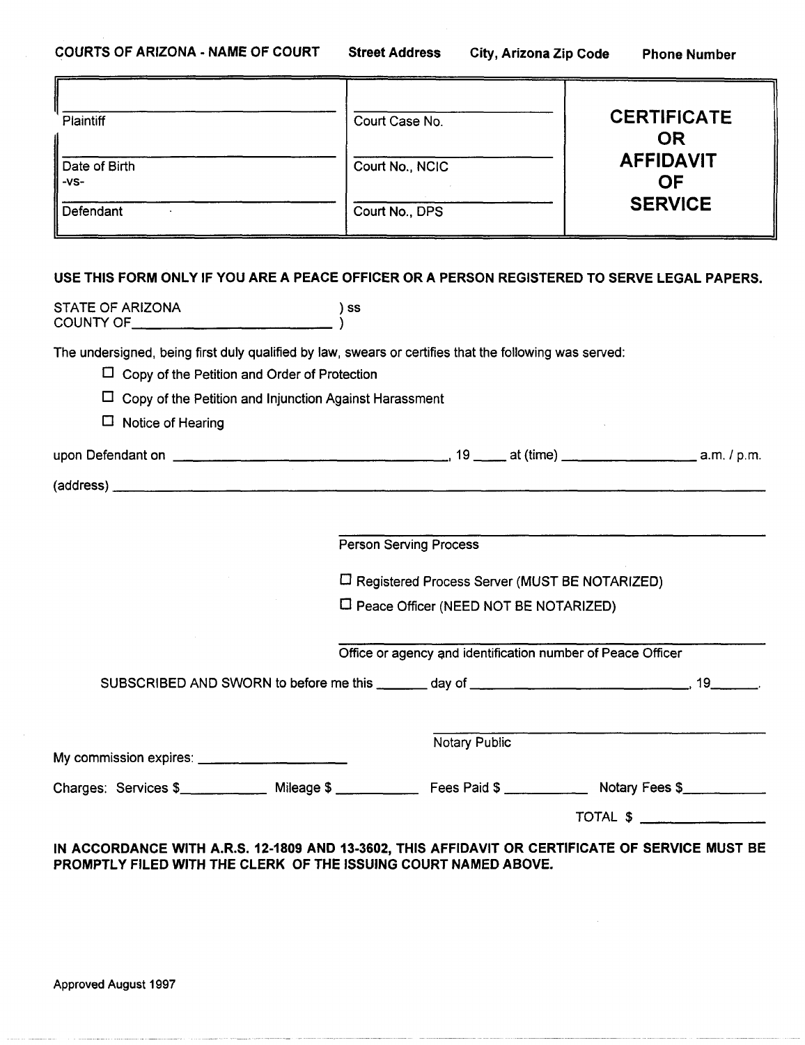COURTS OF ARIZONA - NAME OF COURT    Street Address    City, Arizona Zip Code    Phone Number

| | | |
|---|---|---|
| Plaintiff | Court Case No. | **CERTIFICATE OR AFFIDAVIT OF SERVICE** |
| Date of Birth<br>-vs- | Court No., NCIC | |
| Defendant | Court No., DPS | |

**USE THIS FORM ONLY IF YOU ARE A PEACE OFFICER OR A PERSON REGISTERED TO SERVE LEGAL PAPERS.**

STATE OF ARIZONA ) ss
COUNTY OF\_\_\_\_\_\_\_\_\_\_\_\_\_\_\_\_\_\_\_\_\_\_\_\_\_ )

The undersigned, being first duly qualified by law, swears or certifies that the following was served:

- ☐ Copy of the Petition and Order of Protection
- ☐ Copy of the Petition and Injunction Against Harassment
- ☐ Notice of Hearing

upon Defendant on \_\_\_\_\_\_\_\_\_\_\_\_\_\_\_\_\_\_\_\_\_\_\_\_\_\_\_\_\_\_\_\_\_\_\_, 19 \_\_\_\_ at (time) \_\_\_\_\_\_\_\_\_\_\_\_\_\_\_\_ a.m. / p.m.

(address) \_\_\_\_\_\_\_\_\_\_\_\_\_\_\_\_\_\_\_\_\_\_\_\_\_\_\_\_\_\_\_\_\_\_\_\_\_\_\_\_\_\_\_\_\_\_\_\_\_\_\_\_\_\_\_\_\_\_\_\_\_\_\_\_\_\_

\_\_\_\_\_\_\_\_\_\_\_\_\_\_\_\_\_\_\_\_\_\_\_\_\_\_\_\_\_\_\_\_\_\_\_\_\_\_\_\_
Person Serving Process

☐ Registered Process Server (MUST BE NOTARIZED)

☐ Peace Officer (NEED NOT BE NOTARIZED)

\_\_\_\_\_\_\_\_\_\_\_\_\_\_\_\_\_\_\_\_\_\_\_\_\_\_\_\_\_\_\_\_\_\_\_\_\_\_\_\_
Office or agency and identification number of Peace Officer

SUBSCRIBED AND SWORN to before me this \_\_\_\_\_\_\_ day of \_\_\_\_\_\_\_\_\_\_\_\_\_\_\_\_\_\_\_\_\_\_\_\_\_\_\_\_\_, 19\_\_\_\_\_\_.

\_\_\_\_\_\_\_\_\_\_\_\_\_\_\_\_\_\_\_\_\_\_\_\_\_\_\_\_\_\_\_\_\_\_\_\_\_\_\_\_
Notary Public

My commission expires: \_\_\_\_\_\_\_\_\_\_\_\_\_\_\_\_\_\_\_\_

Charges: Services $\_\_\_\_\_\_\_\_\_\_\_ Mileage $ \_\_\_\_\_\_\_\_\_\_\_ Fees Paid $ \_\_\_\_\_\_\_\_\_\_\_ Notary Fees $\_\_\_\_\_\_\_\_\_\_\_

TOTAL $ \_\_\_\_\_\_\_\_\_\_\_\_\_\_\_\_

**IN ACCORDANCE WITH A.R.S. 12-1809 AND 13-3602, THIS AFFIDAVIT OR CERTIFICATE OF SERVICE MUST BE PROMPTLY FILED WITH THE CLERK OF THE ISSUING COURT NAMED ABOVE.**

Approved August 1997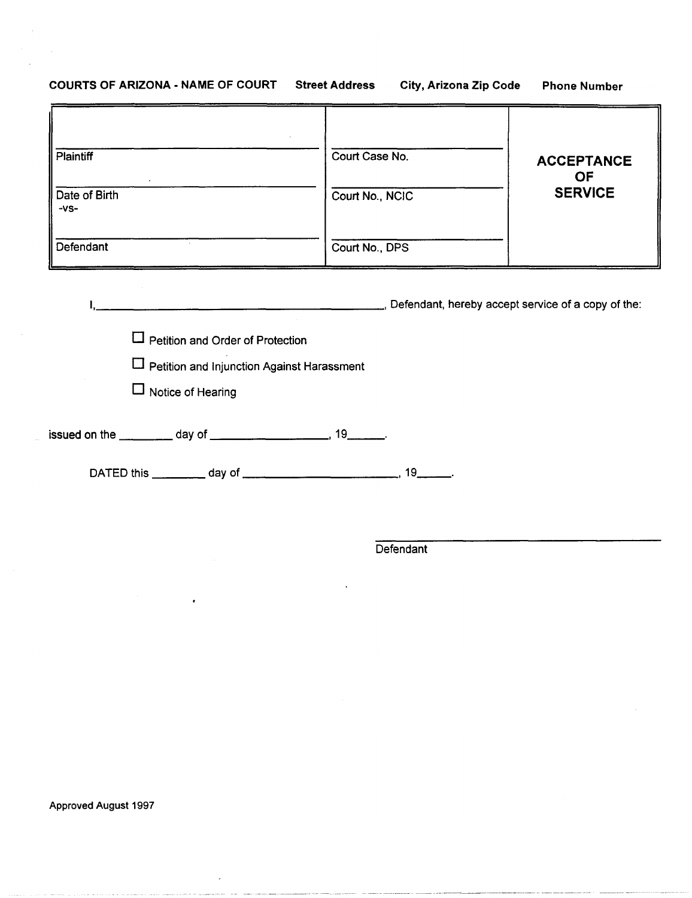**COURTS OF ARIZONA - NAME OF COURT** **Street Address** **City, Arizona Zip Code** **Phone Number**

| | | |
|---|---|---|
| \_\_\_\_\_\_\_\_\_\_\_\_\_\_\_\_\_\_\_\_\_\_\_\_\_\_\_\_ Plaintiff | \_\_\_\_\_\_\_\_\_\_\_\_\_\_\_\_\_\_\_\_ Court Case No. | **ACCEPTANCE OF SERVICE** |
| \_\_\_\_\_\_\_\_\_\_\_\_\_\_\_\_\_\_\_\_\_\_\_\_\_\_\_\_ Date of Birth -vs- | \_\_\_\_\_\_\_\_\_\_\_\_\_\_\_\_\_\_\_\_ Court No., NCIC | |
| \_\_\_\_\_\_\_\_\_\_\_\_\_\_\_\_\_\_\_\_\_\_\_\_\_\_\_\_ Defendant | \_\_\_\_\_\_\_\_\_\_\_\_\_\_\_\_\_\_\_\_ Court No., DPS | |

I, \_\_\_\_\_\_\_\_\_\_\_\_\_\_\_\_\_\_\_\_\_\_\_\_\_\_\_\_\_\_\_\_\_\_\_\_\_\_\_\_, Defendant, hereby accept service of a copy of the:

- ☐ Petition and Order of Protection
- ☐ Petition and Injunction Against Harassment
- ☐ Notice of Hearing

issued on the \_\_\_\_\_\_\_\_ day of \_\_\_\_\_\_\_\_\_\_\_\_\_\_\_\_\_\_, 19\_\_\_\_\_.

DATED this \_\_\_\_\_\_\_\_ day of \_\_\_\_\_\_\_\_\_\_\_\_\_\_\_\_\_\_\_\_\_\_\_\_, 19\_\_\_\_\_.

\_\_\_\_\_\_\_\_\_\_\_\_\_\_\_\_\_\_\_\_\_\_\_\_\_\_\_\_\_\_\_\_\_\_\_\_\_\_\_\_
Defendant

Approved August 1997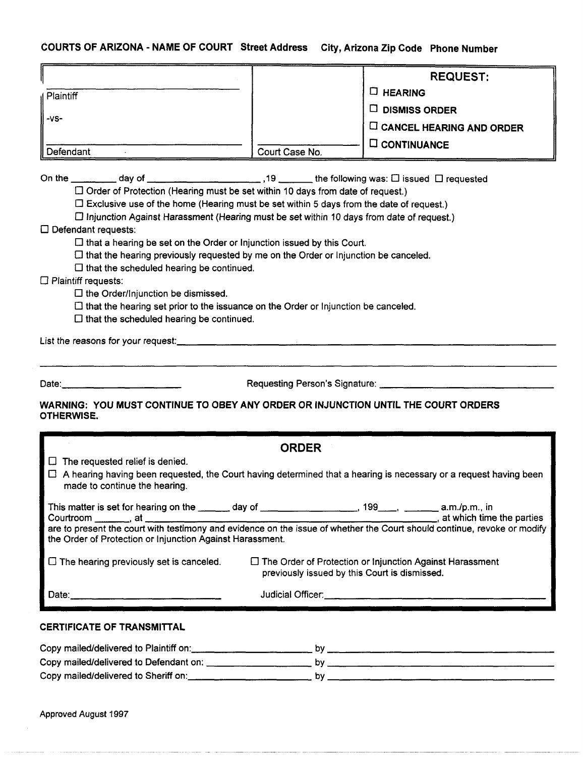**COURTS OF ARIZONA - NAME OF COURT Street Address City, Arizona Zip Code Phone Number**

| | | |
|---|---|---|
| ______________________ Plaintiff<br><br>-vs-<br><br>______________________ Defendant | <br><br><br><br>______________ Court Case No. | **REQUEST:**<br>☐ **HEARING**<br>☐ **DISMISS ORDER**<br>☐ **CANCEL HEARING AND ORDER**<br>☐ **CONTINUANCE** |

On the ________ day of ____________________ ,19 ______ the following was: ☐ issued ☐ requested

- ☐ Order of Protection (Hearing must be set within 10 days from date of request.)
- ☐ Exclusive use of the home (Hearing must be set within 5 days from the date of request.)
- ☐ Injunction Against Harassment (Hearing must be set within 10 days from date of request.)

☐ Defendant requests:

- ☐ that a hearing be set on the Order or Injunction issued by this Court.
- ☐ that the hearing previously requested by me on the Order or Injunction be canceled.
- ☐ that the scheduled hearing be continued.

☐ Plaintiff requests:

- ☐ the Order/Injunction be dismissed.
- ☐ that the hearing set prior to the issuance on the Order or Injunction be canceled.
- ☐ that the scheduled hearing be continued.

List the reasons for your request:____________________________________________________________

______________________________________________________________________________

Date:______________________ Requesting Person's Signature: ______________________________

**WARNING: YOU MUST CONTINUE TO OBEY ANY ORDER OR INJUNCTION UNTIL THE COURT ORDERS OTHERWISE.**

## ORDER

☐ The requested relief is denied.

☐ A hearing having been requested, the Court having determined that a hearing is necessary or a request having been made to continue the hearing.

This matter is set for hearing on the ______ day of __________________, 199___, _______ a.m./p.m., in Courtroom _______, at ______________________________________________, at which time the parties are to present the court with testimony and evidence on the issue of whether the Court should continue, revoke or modify the Order of Protection or Injunction Against Harassment.

☐ The hearing previously set is canceled. ☐ The Order of Protection or Injunction Against Harassment previously issued by this Court is dismissed.

Date:__________________________ Judicial Officer:______________________________________

**CERTIFICATE OF TRANSMITTAL**

Copy mailed/delivered to Plaintiff on:______________________ by ______________________________

Copy mailed/delivered to Defendant on: ____________________ by ______________________________

Copy mailed/delivered to Sheriff on:_______________________ by ______________________________

Approved August 1997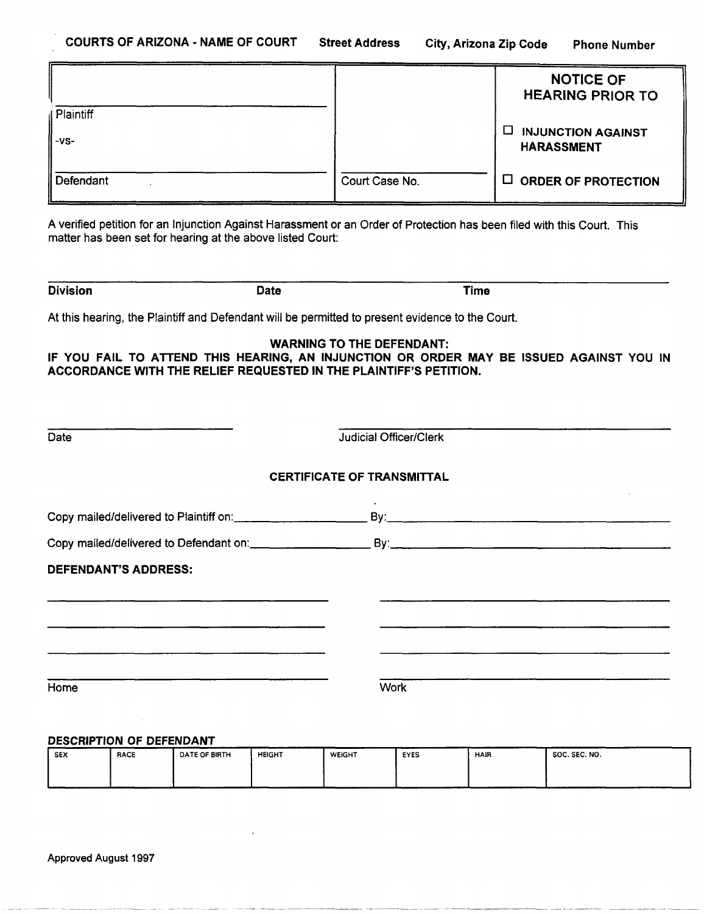**COURTS OF ARIZONA - NAME OF COURT** **Street Address** **City, Arizona Zip Code** **Phone Number**

| | | |
|---|---|---|
| ______________________ Plaintiff<br><br>-vs-<br><br>______________________ Defendant | ______________________ Court Case No. | **NOTICE OF HEARING PRIOR TO**<br><br>☐ **INJUNCTION AGAINST HARASSMENT**<br><br>☐ **ORDER OF PROTECTION** |

A verified petition for an Injunction Against Harassment or an Order of Protection has been filed with this Court. This matter has been set for hearing at the above listed Court:

| **Division** | **Date** | **Time** |
|---|---|---|
| | | |

At this hearing, the Plaintiff and Defendant will be permitted to present evidence to the Court.

**WARNING TO THE DEFENDANT:**
**IF YOU FAIL TO ATTEND THIS HEARING, AN INJUNCTION OR ORDER MAY BE ISSUED AGAINST YOU IN ACCORDANCE WITH THE RELIEF REQUESTED IN THE PLAINTIFF'S PETITION.**

______________________ Date

______________________ Judicial Officer/Clerk

**CERTIFICATE OF TRANSMITTAL**

Copy mailed/delivered to Plaintiff on: ______________________ By: ______________________

Copy mailed/delivered to Defendant on: ______________________ By: ______________________

**DEFENDANT'S ADDRESS:**

______________________ ______________________

______________________ ______________________

______________________ ______________________

______________________ Home ______________________ Work

**DESCRIPTION OF DEFENDANT**

| SEX | RACE | DATE OF BIRTH | HEIGHT | WEIGHT | EYES | HAIR | SOC. SEC. NO. |
|---|---|---|---|---|---|---|---|
| | | | | | | | |

Approved August 1997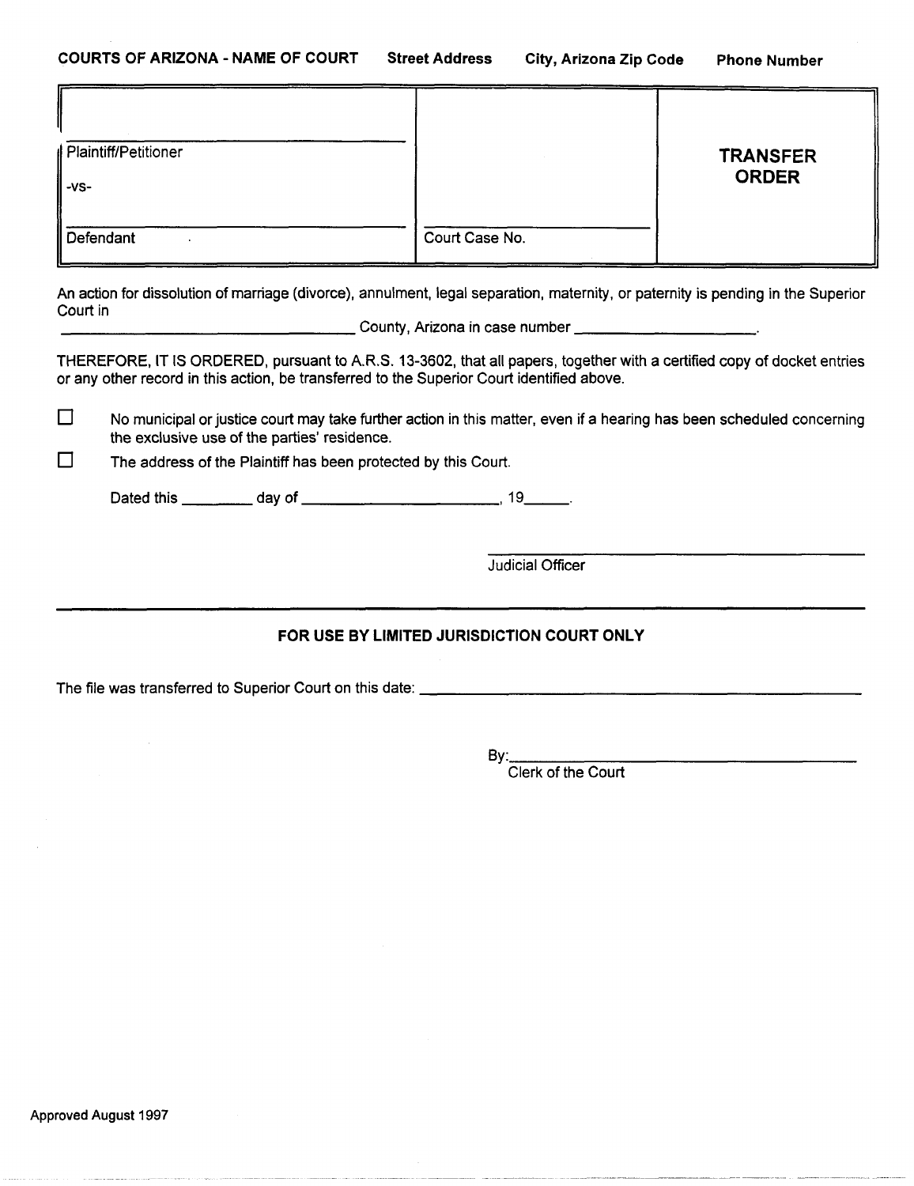**COURTS OF ARIZONA - NAME OF COURT** **Street Address** **City, Arizona Zip Code** **Phone Number**

| | | |
|---|---|---|
| ______________________<br>Plaintiff/Petitioner<br><br>-vs-<br><br>______________________<br>Defendant | <br><br><br><br><br>______________________<br>Court Case No. | **TRANSFER ORDER** |

An action for dissolution of marriage (divorce), annulment, legal separation, maternity, or paternity is pending in the Superior Court in
______________________ County, Arizona in case number ______________________.

THEREFORE, IT IS ORDERED, pursuant to A.R.S. 13-3602, that all papers, together with a certified copy of docket entries or any other record in this action, be transferred to the Superior Court identified above.

☐ No municipal or justice court may take further action in this matter, even if a hearing has been scheduled concerning the exclusive use of the parties' residence.

☐ The address of the Plaintiff has been protected by this Court.

Dated this ________ day of ______________________, 19_____.

______________________
Judicial Officer

---

**FOR USE BY LIMITED JURISDICTION COURT ONLY**

The file was transferred to Superior Court on this date: ______________________

By:______________________
Clerk of the Court

Approved August 1997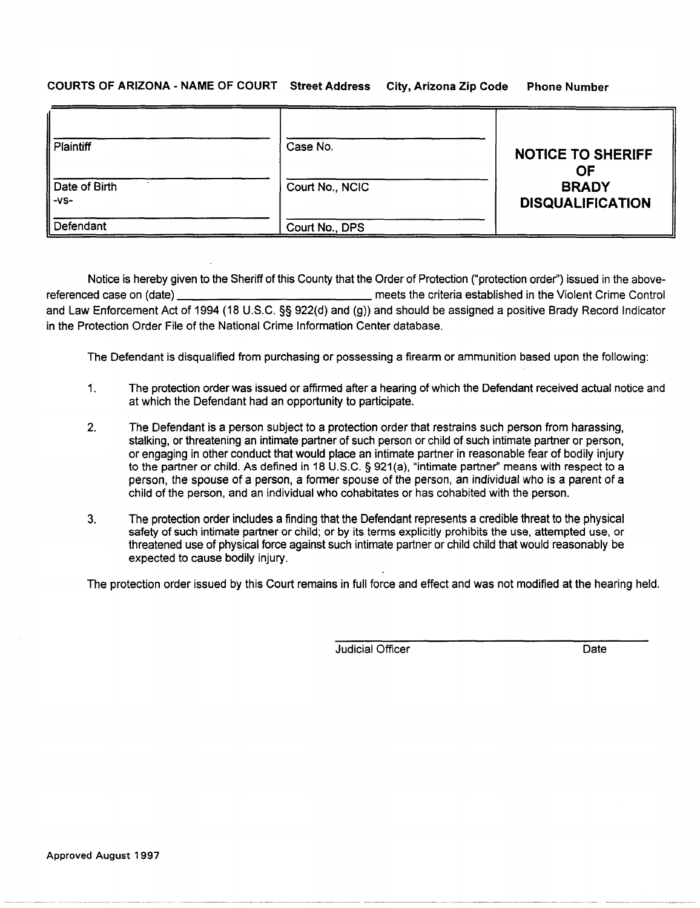**COURTS OF ARIZONA - NAME OF COURT** **Street Address** **City, Arizona Zip Code** **Phone Number**

| | | |
|---|---|---|
| Plaintiff | Case No. | **NOTICE TO SHERIFF OF BRADY DISQUALIFICATION** |
| Date of Birth<br>-vs- | Court No., NCIC | |
| Defendant | Court No., DPS | |

Notice is hereby given to the Sheriff of this County that the Order of Protection ("protection order") issued in the above-referenced case on (date) ______________________________ meets the criteria established in the Violent Crime Control and Law Enforcement Act of 1994 (18 U.S.C. §§ 922(d) and (g)) and should be assigned a positive Brady Record Indicator in the Protection Order File of the National Crime Information Center database.

The Defendant is disqualified from purchasing or possessing a firearm or ammunition based upon the following:

1. The protection order was issued or affirmed after a hearing of which the Defendant received actual notice and at which the Defendant had an opportunity to participate.

2. The Defendant is a person subject to a protection order that restrains such person from harassing, stalking, or threatening an intimate partner of such person or child of such intimate partner or person, or engaging in other conduct that would place an intimate partner in reasonable fear of bodily injury to the partner or child. As defined in 18 U.S.C. § 921(a), "intimate partner" means with respect to a person, the spouse of a person, a former spouse of the person, an individual who is a parent of a child of the person, and an individual who cohabitates or has cohabited with the person.

3. The protection order includes a finding that the Defendant represents a credible threat to the physical safety of such intimate partner or child; or by its terms explicitly prohibits the use, attempted use, or threatened use of physical force against such intimate partner or child child that would reasonably be expected to cause bodily injury.

The protection order issued by this Court remains in full force and effect and was not modified at the hearing held.

______________________________________________

Judicial Officer                                        Date

Approved August 1997